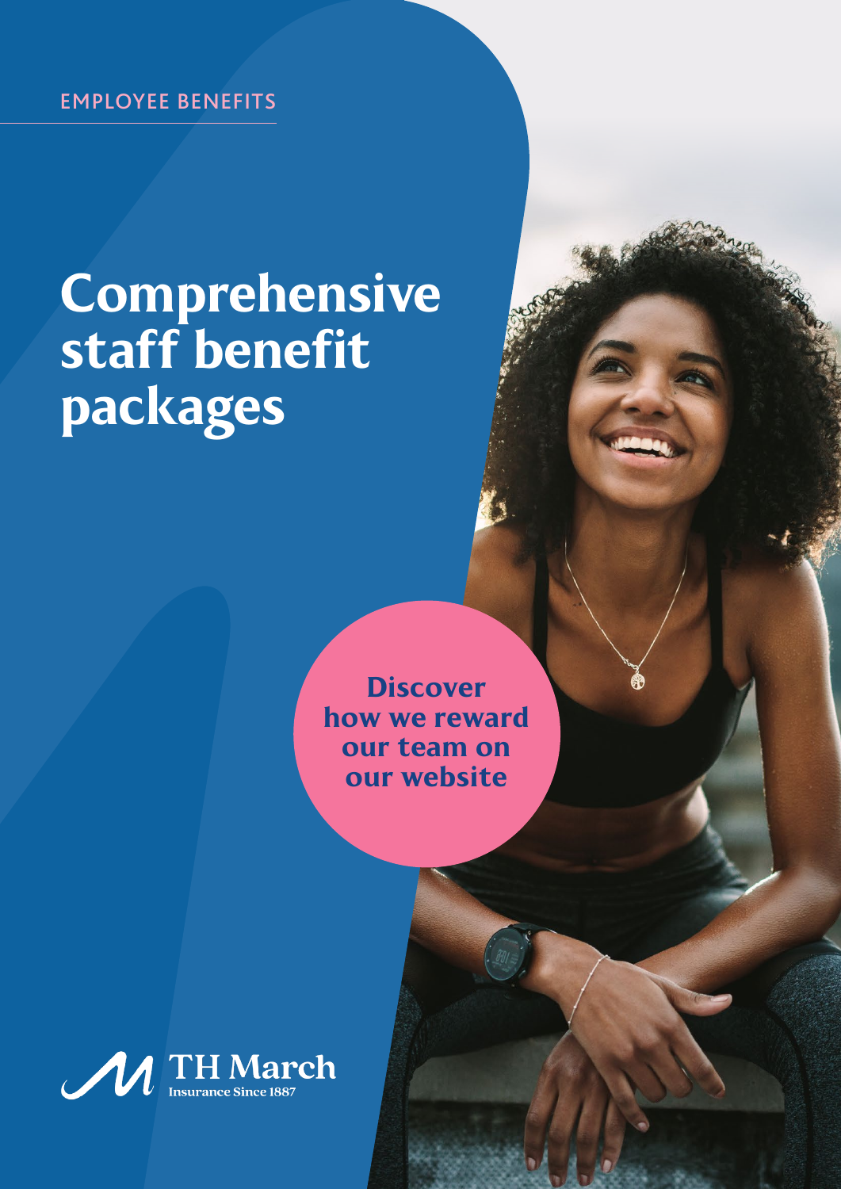EMPLOYEE BENEFITS

# Comprehensive staff benefit packages

**Discover how we reward our team on our website**

TH March
Insurance Since 1887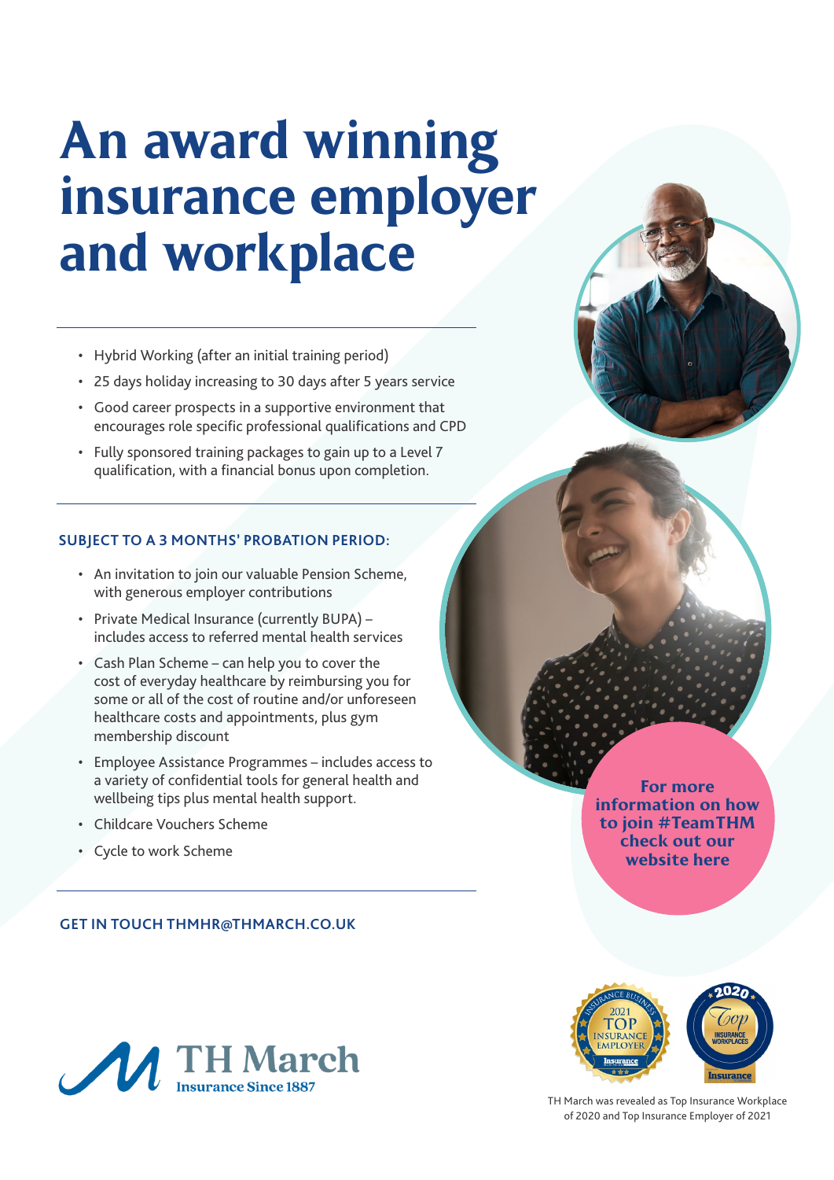# An award winning insurance employer and workplace

- Hybrid Working (after an initial training period)
- 25 days holiday increasing to 30 days after 5 years service
- Good career prospects in a supportive environment that encourages role specific professional qualifications and CPD
- Fully sponsored training packages to gain up to a Level 7 qualification, with a financial bonus upon completion.

### SUBJECT TO A 3 MONTHS' PROBATION PERIOD:

- An invitation to join our valuable Pension Scheme, with generous employer contributions
- Private Medical Insurance (currently BUPA) – includes access to referred mental health services
- Cash Plan Scheme – can help you to cover the cost of everyday healthcare by reimbursing you for some or all of the cost of routine and/or unforeseen healthcare costs and appointments, plus gym membership discount
- Employee Assistance Programmes – includes access to a variety of confidential tools for general health and wellbeing tips plus mental health support.
- Childcare Vouchers Scheme
- Cycle to work Scheme

**For more information on how to join #TeamTHM check out our website here**

**GET IN TOUCH THMHR@THMARCH.CO.UK**

TH March
Insurance Since 1887

TH March was revealed as Top Insurance Workplace of 2020 and Top Insurance Employer of 2021